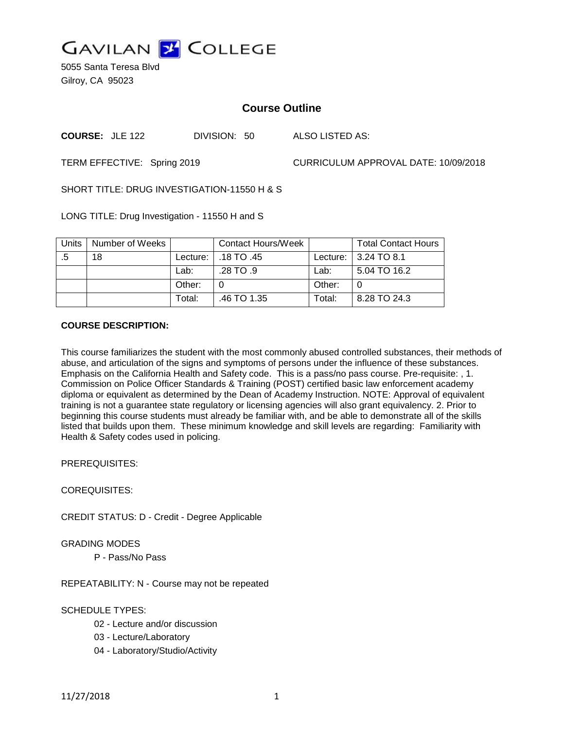# GAVILAN COLLEGE

5055 Santa Teresa Blvd
Gilroy, CA 95023

## Course Outline

**COURSE:** JLE 122 DIVISION: 50 ALSO LISTED AS:

TERM EFFECTIVE: Spring 2019 CURRICULUM APPROVAL DATE: 10/09/2018

SHORT TITLE: DRUG INVESTIGATION-11550 H & S

LONG TITLE: Drug Investigation - 11550 H and S

| Units | Number of Weeks | | Contact Hours/Week | | Total Contact Hours |
|---|---|---|---|---|---|
| .5 | 18 | Lecture: | .18 TO .45 | Lecture: | 3.24 TO 8.1 |
| | | Lab: | .28 TO .9 | Lab: | 5.04 TO 16.2 |
| | | Other: | 0 | Other: | 0 |
| | | Total: | .46 TO 1.35 | Total: | 8.28 TO 24.3 |

**COURSE DESCRIPTION:**

This course familiarizes the student with the most commonly abused controlled substances, their methods of abuse, and articulation of the signs and symptoms of persons under the influence of these substances. Emphasis on the California Health and Safety code. This is a pass/no pass course. Pre-requisite: , 1. Commission on Police Officer Standards & Training (POST) certified basic law enforcement academy diploma or equivalent as determined by the Dean of Academy Instruction. NOTE: Approval of equivalent training is not a guarantee state regulatory or licensing agencies will also grant equivalency. 2. Prior to beginning this course students must already be familiar with, and be able to demonstrate all of the skills listed that builds upon them. These minimum knowledge and skill levels are regarding: Familiarity with Health & Safety codes used in policing.

PREREQUISITES:

COREQUISITES:

CREDIT STATUS: D - Credit - Degree Applicable

GRADING MODES

P - Pass/No Pass

REPEATABILITY: N - Course may not be repeated

SCHEDULE TYPES:

02 - Lecture and/or discussion
03 - Lecture/Laboratory
04 - Laboratory/Studio/Activity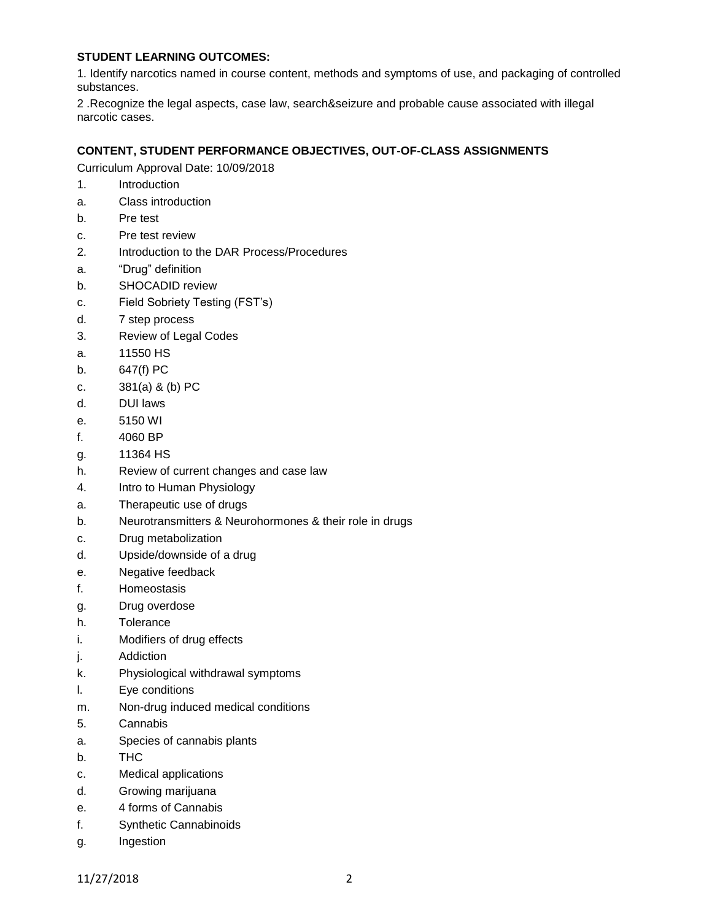**STUDENT LEARNING OUTCOMES:**

1. Identify narcotics named in course content, methods and symptoms of use, and packaging of controlled substances.

2 .Recognize the legal aspects, case law, search&seizure and probable cause associated with illegal narcotic cases.

**CONTENT, STUDENT PERFORMANCE OBJECTIVES, OUT-OF-CLASS ASSIGNMENTS**

Curriculum Approval Date: 10/09/2018

1. Introduction
a. Class introduction
b. Pre test
c. Pre test review
2. Introduction to the DAR Process/Procedures
a. “Drug” definition
b. SHOCADID review
c. Field Sobriety Testing (FST’s)
d. 7 step process
3. Review of Legal Codes
a. 11550 HS
b. 647(f) PC
c. 381(a) & (b) PC
d. DUI laws
e. 5150 WI
f. 4060 BP
g. 11364 HS
h. Review of current changes and case law
4. Intro to Human Physiology
a. Therapeutic use of drugs
b. Neurotransmitters & Neurohormones & their role in drugs
c. Drug metabolization
d. Upside/downside of a drug
e. Negative feedback
f. Homeostasis
g. Drug overdose
h. Tolerance
i. Modifiers of drug effects
j. Addiction
k. Physiological withdrawal symptoms
l. Eye conditions
m. Non-drug induced medical conditions
5. Cannabis
a. Species of cannabis plants
b. THC
c. Medical applications
d. Growing marijuana
e. 4 forms of Cannabis
f. Synthetic Cannabinoids
g. Ingestion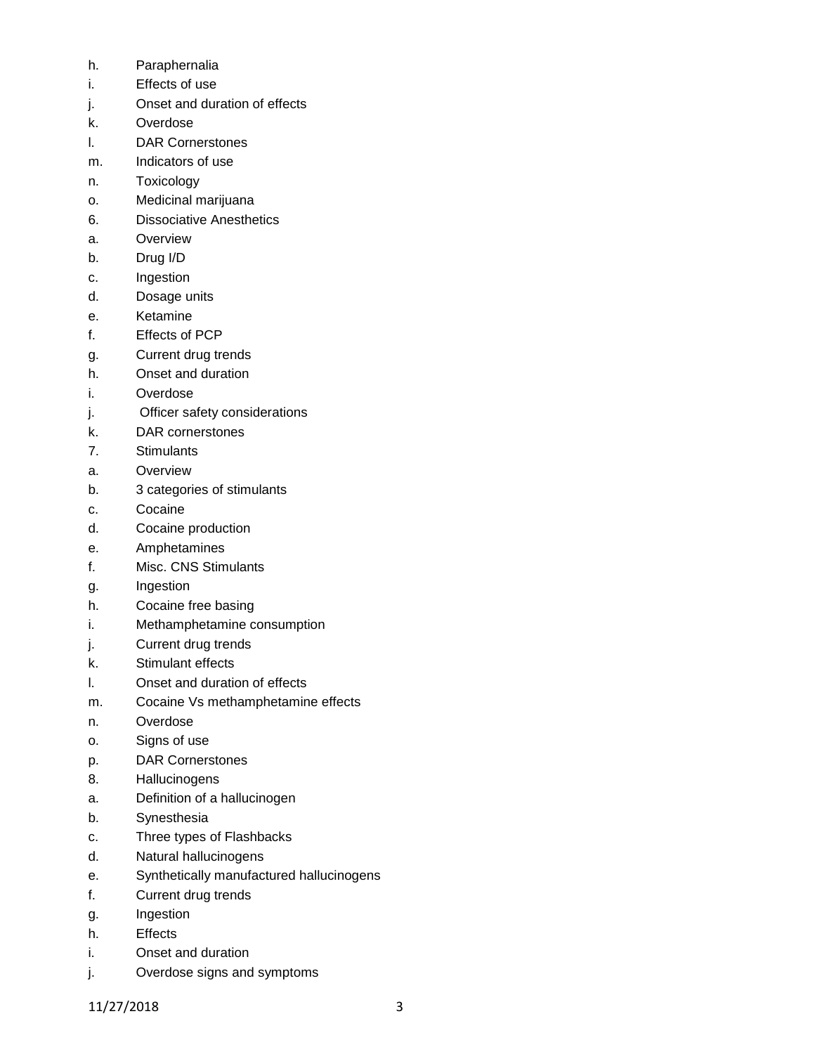h. Paraphernalia
i. Effects of use
j. Onset and duration of effects
k. Overdose
l. DAR Cornerstones
m. Indicators of use
n. Toxicology
o. Medicinal marijuana

6. Dissociative Anesthetics
a. Overview
b. Drug I/D
c. Ingestion
d. Dosage units
e. Ketamine
f. Effects of PCP
g. Current drug trends
h. Onset and duration
i. Overdose
j. Officer safety considerations
k. DAR cornerstones

7. Stimulants
a. Overview
b. 3 categories of stimulants
c. Cocaine
d. Cocaine production
e. Amphetamines
f. Misc. CNS Stimulants
g. Ingestion
h. Cocaine free basing
i. Methamphetamine consumption
j. Current drug trends
k. Stimulant effects
l. Onset and duration of effects
m. Cocaine Vs methamphetamine effects
n. Overdose
o. Signs of use
p. DAR Cornerstones

8. Hallucinogens
a. Definition of a hallucinogen
b. Synesthesia
c. Three types of Flashbacks
d. Natural hallucinogens
e. Synthetically manufactured hallucinogens
f. Current drug trends
g. Ingestion
h. Effects
i. Onset and duration
j. Overdose signs and symptoms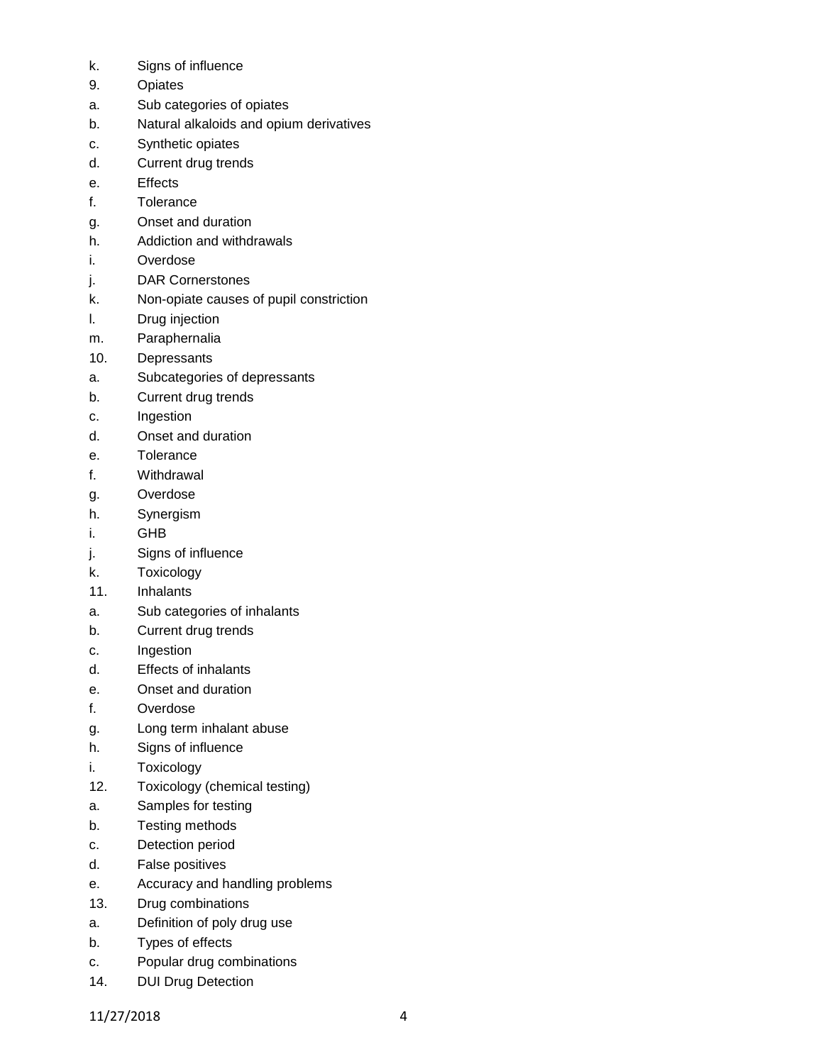k. Signs of influence
9. Opiates
a. Sub categories of opiates
b. Natural alkaloids and opium derivatives
c. Synthetic opiates
d. Current drug trends
e. Effects
f. Tolerance
g. Onset and duration
h. Addiction and withdrawals
i. Overdose
j. DAR Cornerstones
k. Non-opiate causes of pupil constriction
l. Drug injection
m. Paraphernalia
10. Depressants
a. Subcategories of depressants
b. Current drug trends
c. Ingestion
d. Onset and duration
e. Tolerance
f. Withdrawal
g. Overdose
h. Synergism
i. GHB
j. Signs of influence
k. Toxicology
11. Inhalants
a. Sub categories of inhalants
b. Current drug trends
c. Ingestion
d. Effects of inhalants
e. Onset and duration
f. Overdose
g. Long term inhalant abuse
h. Signs of influence
i. Toxicology
12. Toxicology (chemical testing)
a. Samples for testing
b. Testing methods
c. Detection period
d. False positives
e. Accuracy and handling problems
13. Drug combinations
a. Definition of poly drug use
b. Types of effects
c. Popular drug combinations
14. DUI Drug Detection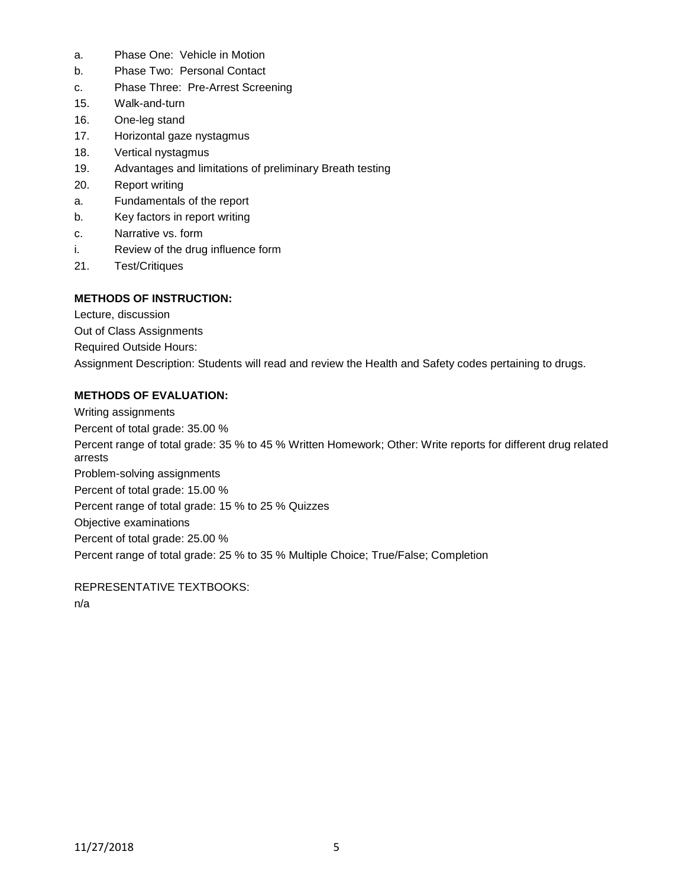a. Phase One: Vehicle in Motion
b. Phase Two: Personal Contact
c. Phase Three: Pre-Arrest Screening
15. Walk-and-turn
16. One-leg stand
17. Horizontal gaze nystagmus
18. Vertical nystagmus
19. Advantages and limitations of preliminary Breath testing
20. Report writing
a. Fundamentals of the report
b. Key factors in report writing
c. Narrative vs. form
i. Review of the drug influence form
21. Test/Critiques

**METHODS OF INSTRUCTION:**

Lecture, discussion

Out of Class Assignments

Required Outside Hours:

Assignment Description: Students will read and review the Health and Safety codes pertaining to drugs.

**METHODS OF EVALUATION:**

Writing assignments

Percent of total grade: 35.00 %

Percent range of total grade: 35 % to 45 % Written Homework; Other: Write reports for different drug related arrests

Problem-solving assignments

Percent of total grade: 15.00 %

Percent range of total grade: 15 % to 25 % Quizzes

Objective examinations

Percent of total grade: 25.00 %

Percent range of total grade: 25 % to 35 % Multiple Choice; True/False; Completion

REPRESENTATIVE TEXTBOOKS:

n/a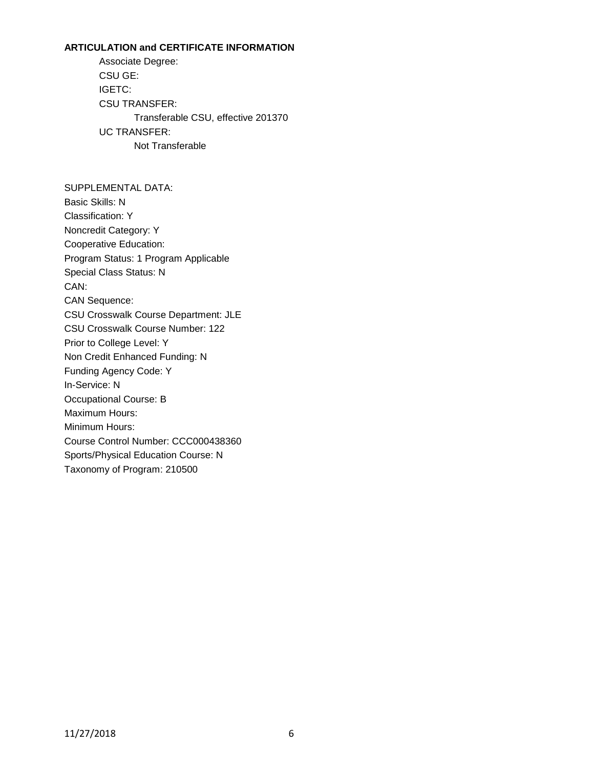**ARTICULATION and CERTIFICATE INFORMATION**

Associate Degree:

CSU GE:

IGETC:

CSU TRANSFER:

Transferable CSU, effective 201370

UC TRANSFER:

Not Transferable

SUPPLEMENTAL DATA:
Basic Skills: N
Classification: Y
Noncredit Category: Y
Cooperative Education:
Program Status: 1 Program Applicable
Special Class Status: N
CAN:
CAN Sequence:
CSU Crosswalk Course Department: JLE
CSU Crosswalk Course Number: 122
Prior to College Level: Y
Non Credit Enhanced Funding: N
Funding Agency Code: Y
In-Service: N
Occupational Course: B
Maximum Hours:
Minimum Hours:
Course Control Number: CCC000438360
Sports/Physical Education Course: N
Taxonomy of Program: 210500

11/27/2018